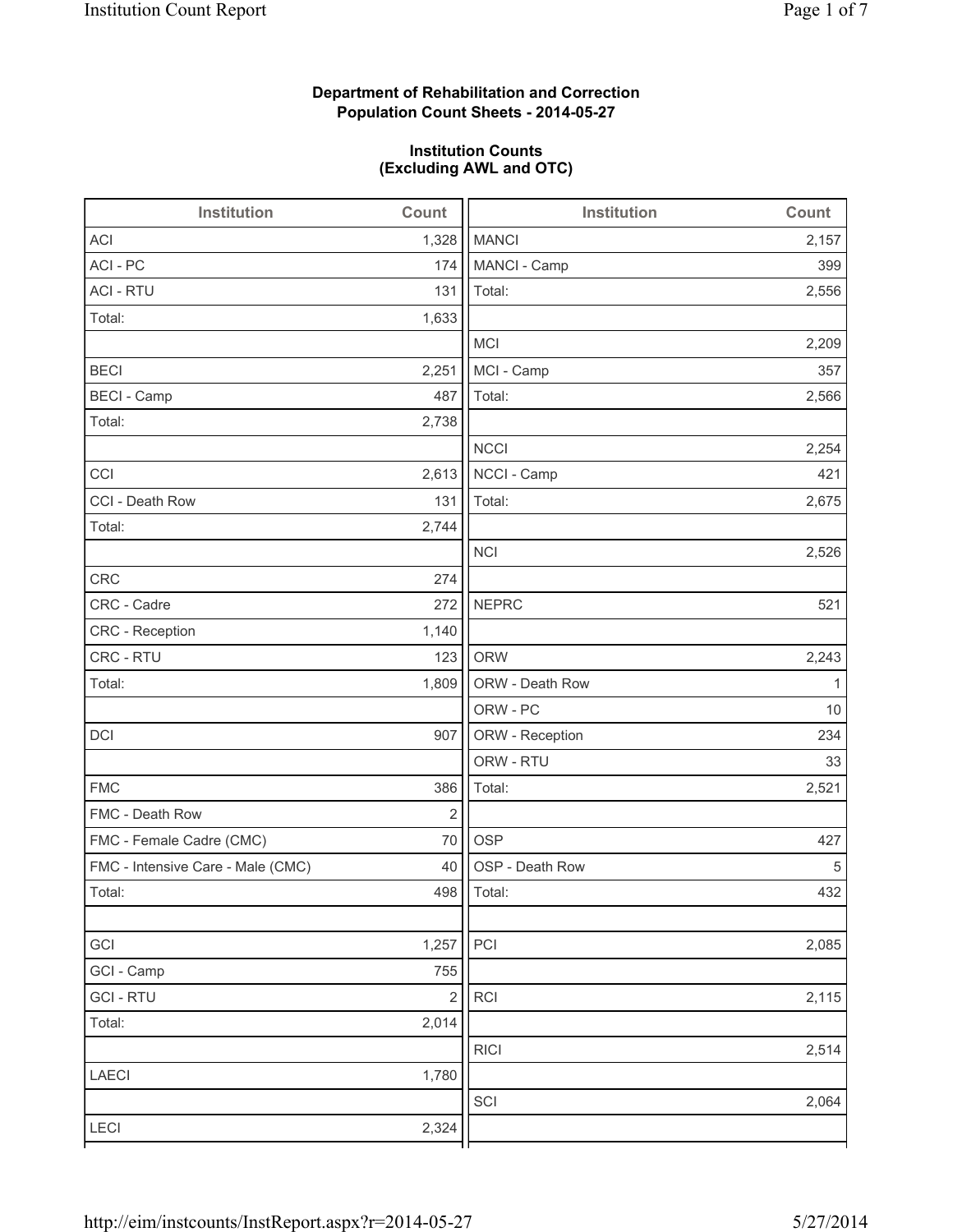**Department of Rehabilitation and Correction**
**Population Count Sheets - 2014-05-27**

**Institution Counts**
**(Excluding AWL and OTC)**

| Institution | Count |
| --- | --- |
| ACI | 1,328 |
| ACI - PC | 174 |
| ACI - RTU | 131 |
| Total: | 1,633 |
| | |
| BECI | 2,251 |
| BECI - Camp | 487 |
| Total: | 2,738 |
| | |
| CCI | 2,613 |
| CCI - Death Row | 131 |
| Total: | 2,744 |
| | |
| CRC | 274 |
| CRC - Cadre | 272 |
| CRC - Reception | 1,140 |
| CRC - RTU | 123 |
| Total: | 1,809 |
| | |
| DCI | 907 |
| | |
| FMC | 386 |
| FMC - Death Row | 2 |
| FMC - Female Cadre (CMC) | 70 |
| FMC - Intensive Care - Male (CMC) | 40 |
| Total: | 498 |
| | |
| GCI | 1,257 |
| GCI - Camp | 755 |
| GCI - RTU | 2 |
| Total: | 2,014 |
| | |
| LAECI | 1,780 |
| | |
| LECI | 2,324 |

| Institution | Count |
| --- | --- |
| MANCI | 2,157 |
| MANCI - Camp | 399 |
| Total: | 2,556 |
| | |
| MCI | 2,209 |
| MCI - Camp | 357 |
| Total: | 2,566 |
| | |
| NCCI | 2,254 |
| NCCI - Camp | 421 |
| Total: | 2,675 |
| | |
| NCI | 2,526 |
| | |
| NEPRC | 521 |
| | |
| ORW | 2,243 |
| ORW - Death Row | 1 |
| ORW - PC | 10 |
| ORW - Reception | 234 |
| ORW - RTU | 33 |
| Total: | 2,521 |
| | |
| OSP | 427 |
| OSP - Death Row | 5 |
| Total: | 432 |
| | |
| PCI | 2,085 |
| | |
| RCI | 2,115 |
| | |
| RICI | 2,514 |
| | |
| SCI | 2,064 |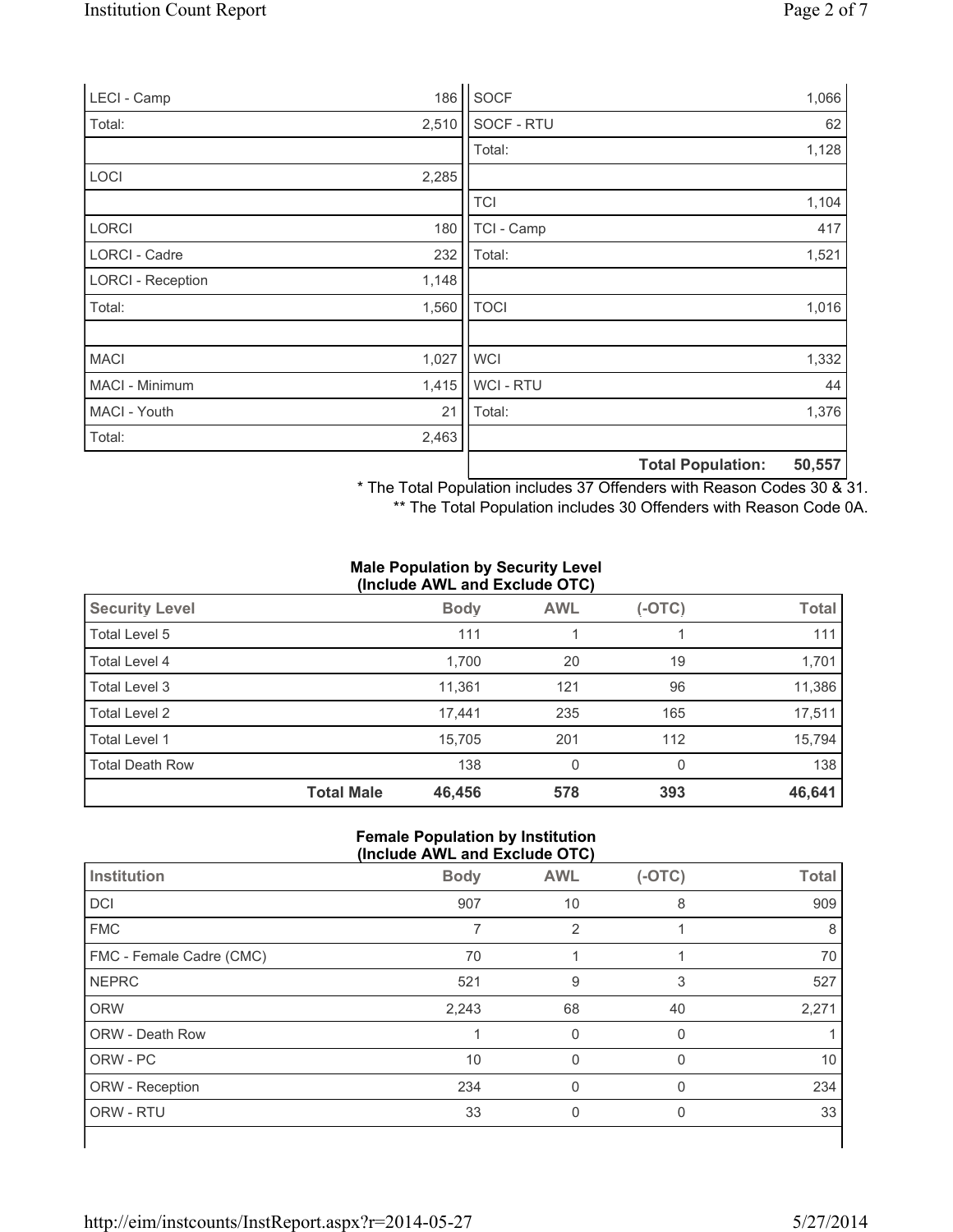| | |
|---|---|
| LECI - Camp | 186 |
| Total: | 2,510 |
| | |
| LOCI | 2,285 |
| | |
| LORCI | 180 |
| LORCI - Cadre | 232 |
| LORCI - Reception | 1,148 |
| Total: | 1,560 |
| | |
| MACI | 1,027 |
| MACI - Minimum | 1,415 |
| MACI - Youth | 21 |
| Total: | 2,463 |

| | |
|---|---|
| SOCF | 1,066 |
| SOCF - RTU | 62 |
| Total: | 1,128 |
| | |
| TCI | 1,104 |
| TCI - Camp | 417 |
| Total: | 1,521 |
| | |
| TOCI | 1,016 |
| | |
| WCI | 1,332 |
| WCI - RTU | 44 |
| Total: | 1,376 |
| | |
| **Total Population:** | **50,557** |

\* The Total Population includes 37 Offenders with Reason Codes 30 & 31.

\*\* The Total Population includes 30 Offenders with Reason Code 0A.

**Male Population by Security Level (Include AWL and Exclude OTC)**

| Security Level | | Body | AWL | (-OTC) | Total |
|---|---|---|---|---|---|
| Total Level 5 | | 111 | 1 | 1 | 111 |
| Total Level 4 | | 1,700 | 20 | 19 | 1,701 |
| Total Level 3 | | 11,361 | 121 | 96 | 11,386 |
| Total Level 2 | | 17,441 | 235 | 165 | 17,511 |
| Total Level 1 | | 15,705 | 201 | 112 | 15,794 |
| Total Death Row | | 138 | 0 | 0 | 138 |
| | **Total Male** | **46,456** | **578** | **393** | **46,641** |

**Female Population by Institution (Include AWL and Exclude OTC)**

| Institution | Body | AWL | (-OTC) | Total |
|---|---|---|---|---|
| DCI | 907 | 10 | 8 | 909 |
| FMC | 7 | 2 | 1 | 8 |
| FMC - Female Cadre (CMC) | 70 | 1 | 1 | 70 |
| NEPRC | 521 | 9 | 3 | 527 |
| ORW | 2,243 | 68 | 40 | 2,271 |
| ORW - Death Row | 1 | 0 | 0 | 1 |
| ORW - PC | 10 | 0 | 0 | 10 |
| ORW - Reception | 234 | 0 | 0 | 234 |
| ORW - RTU | 33 | 0 | 0 | 33 |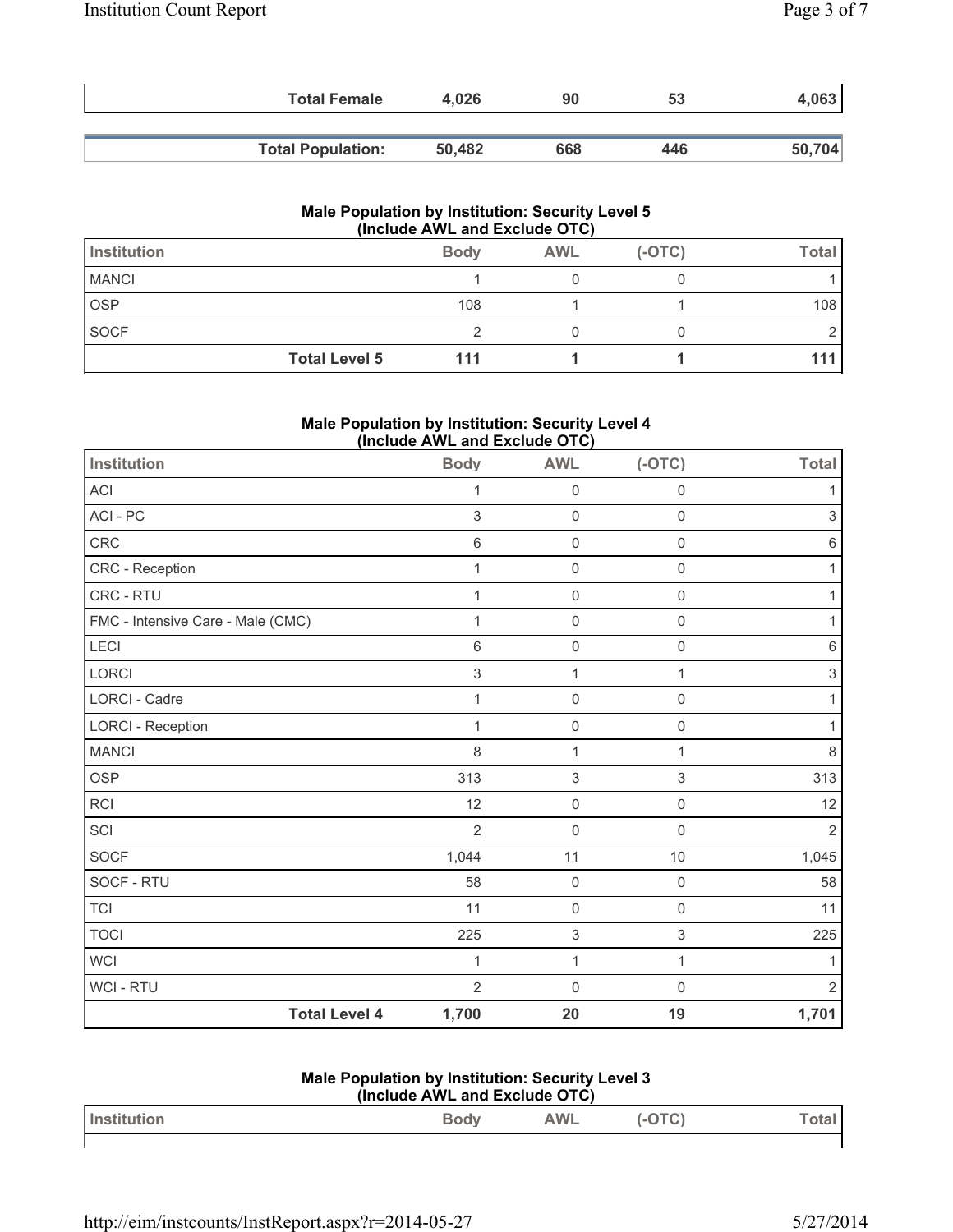| | Body | AWL | (-OTC) | Total |
|---|---|---|---|---|
| **Total Female** | **4,026** | **90** | **53** | **4,063** |

| | Body | AWL | (-OTC) | Total |
|---|---|---|---|---|
| **Total Population:** | **50,482** | **668** | **446** | **50,704** |

### Male Population by Institution: Security Level 5 (Include AWL and Exclude OTC)

| Institution | Body | AWL | (-OTC) | Total |
|---|---|---|---|---|
| MANCI | 1 | 0 | 0 | 1 |
| OSP | 108 | 1 | 1 | 108 |
| SOCF | 2 | 0 | 0 | 2 |
| **Total Level 5** | **111** | **1** | **1** | **111** |

### Male Population by Institution: Security Level 4 (Include AWL and Exclude OTC)

| Institution | Body | AWL | (-OTC) | Total |
|---|---|---|---|---|
| ACI | 1 | 0 | 0 | 1 |
| ACI - PC | 3 | 0 | 0 | 3 |
| CRC | 6 | 0 | 0 | 6 |
| CRC - Reception | 1 | 0 | 0 | 1 |
| CRC - RTU | 1 | 0 | 0 | 1 |
| FMC - Intensive Care - Male (CMC) | 1 | 0 | 0 | 1 |
| LECI | 6 | 0 | 0 | 6 |
| LORCI | 3 | 1 | 1 | 3 |
| LORCI - Cadre | 1 | 0 | 0 | 1 |
| LORCI - Reception | 1 | 0 | 0 | 1 |
| MANCI | 8 | 1 | 1 | 8 |
| OSP | 313 | 3 | 3 | 313 |
| RCI | 12 | 0 | 0 | 12 |
| SCI | 2 | 0 | 0 | 2 |
| SOCF | 1,044 | 11 | 10 | 1,045 |
| SOCF - RTU | 58 | 0 | 0 | 58 |
| TCI | 11 | 0 | 0 | 11 |
| TOCI | 225 | 3 | 3 | 225 |
| WCI | 1 | 1 | 1 | 1 |
| WCI - RTU | 2 | 0 | 0 | 2 |
| **Total Level 4** | **1,700** | **20** | **19** | **1,701** |

### Male Population by Institution: Security Level 3 (Include AWL and Exclude OTC)

| Institution | Body | AWL | (-OTC) | Total |
|---|---|---|---|---|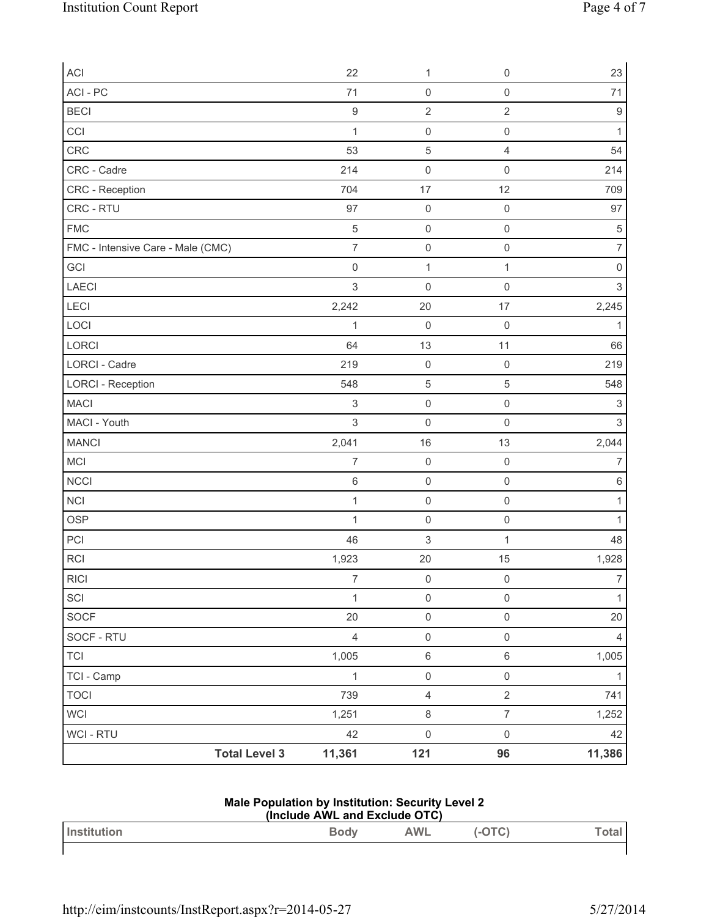| | | | | |
|---|---|---|---|---|
| ACI | 22 | 1 | 0 | 23 |
| ACI - PC | 71 | 0 | 0 | 71 |
| BECI | 9 | 2 | 2 | 9 |
| CCI | 1 | 0 | 0 | 1 |
| CRC | 53 | 5 | 4 | 54 |
| CRC - Cadre | 214 | 0 | 0 | 214 |
| CRC - Reception | 704 | 17 | 12 | 709 |
| CRC - RTU | 97 | 0 | 0 | 97 |
| FMC | 5 | 0 | 0 | 5 |
| FMC - Intensive Care - Male (CMC) | 7 | 0 | 0 | 7 |
| GCI | 0 | 1 | 1 | 0 |
| LAECI | 3 | 0 | 0 | 3 |
| LECI | 2,242 | 20 | 17 | 2,245 |
| LOCI | 1 | 0 | 0 | 1 |
| LORCI | 64 | 13 | 11 | 66 |
| LORCI - Cadre | 219 | 0 | 0 | 219 |
| LORCI - Reception | 548 | 5 | 5 | 548 |
| MACI | 3 | 0 | 0 | 3 |
| MACI - Youth | 3 | 0 | 0 | 3 |
| MANCI | 2,041 | 16 | 13 | 2,044 |
| MCI | 7 | 0 | 0 | 7 |
| NCCI | 6 | 0 | 0 | 6 |
| NCI | 1 | 0 | 0 | 1 |
| OSP | 1 | 0 | 0 | 1 |
| PCI | 46 | 3 | 1 | 48 |
| RCI | 1,923 | 20 | 15 | 1,928 |
| RICI | 7 | 0 | 0 | 7 |
| SCI | 1 | 0 | 0 | 1 |
| SOCF | 20 | 0 | 0 | 20 |
| SOCF - RTU | 4 | 0 | 0 | 4 |
| TCI | 1,005 | 6 | 6 | 1,005 |
| TCI - Camp | 1 | 0 | 0 | 1 |
| TOCI | 739 | 4 | 2 | 741 |
| WCI | 1,251 | 8 | 7 | 1,252 |
| WCI - RTU | 42 | 0 | 0 | 42 |
| **Total Level 3** | **11,361** | **121** | **96** | **11,386** |

**Male Population by Institution: Security Level 2**
**(Include AWL and Exclude OTC)**

| Institution | Body | AWL | (-OTC) | Total |
|---|---|---|---|---|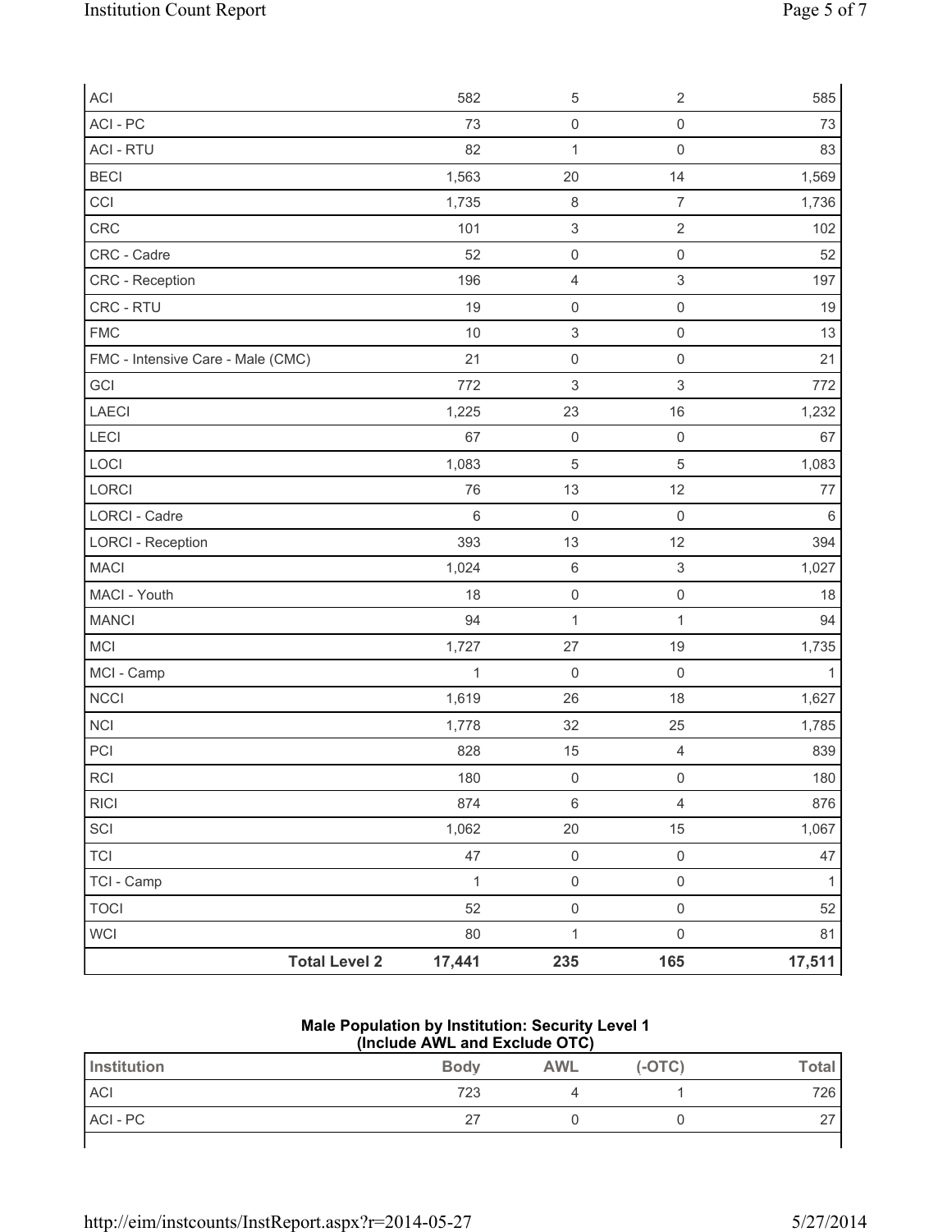| | | | | |
|---|---|---|---|---|
| ACI | 582 | 5 | 2 | 585 |
| ACI - PC | 73 | 0 | 0 | 73 |
| ACI - RTU | 82 | 1 | 0 | 83 |
| BECI | 1,563 | 20 | 14 | 1,569 |
| CCI | 1,735 | 8 | 7 | 1,736 |
| CRC | 101 | 3 | 2 | 102 |
| CRC - Cadre | 52 | 0 | 0 | 52 |
| CRC - Reception | 196 | 4 | 3 | 197 |
| CRC - RTU | 19 | 0 | 0 | 19 |
| FMC | 10 | 3 | 0 | 13 |
| FMC - Intensive Care - Male (CMC) | 21 | 0 | 0 | 21 |
| GCI | 772 | 3 | 3 | 772 |
| LAECI | 1,225 | 23 | 16 | 1,232 |
| LECI | 67 | 0 | 0 | 67 |
| LOCI | 1,083 | 5 | 5 | 1,083 |
| LORCI | 76 | 13 | 12 | 77 |
| LORCI - Cadre | 6 | 0 | 0 | 6 |
| LORCI - Reception | 393 | 13 | 12 | 394 |
| MACI | 1,024 | 6 | 3 | 1,027 |
| MACI - Youth | 18 | 0 | 0 | 18 |
| MANCI | 94 | 1 | 1 | 94 |
| MCI | 1,727 | 27 | 19 | 1,735 |
| MCI - Camp | 1 | 0 | 0 | 1 |
| NCCI | 1,619 | 26 | 18 | 1,627 |
| NCI | 1,778 | 32 | 25 | 1,785 |
| PCI | 828 | 15 | 4 | 839 |
| RCI | 180 | 0 | 0 | 180 |
| RICI | 874 | 6 | 4 | 876 |
| SCI | 1,062 | 20 | 15 | 1,067 |
| TCI | 47 | 0 | 0 | 47 |
| TCI - Camp | 1 | 0 | 0 | 1 |
| TOCI | 52 | 0 | 0 | 52 |
| WCI | 80 | 1 | 0 | 81 |
| **Total Level 2** | **17,441** | **235** | **165** | **17,511** |

**Male Population by Institution: Security Level 1**
**(Include AWL and Exclude OTC)**

| Institution | Body | AWL | (-OTC) | Total |
|---|---|---|---|---|
| ACI | 723 | 4 | 1 | 726 |
| ACI - PC | 27 | 0 | 0 | 27 |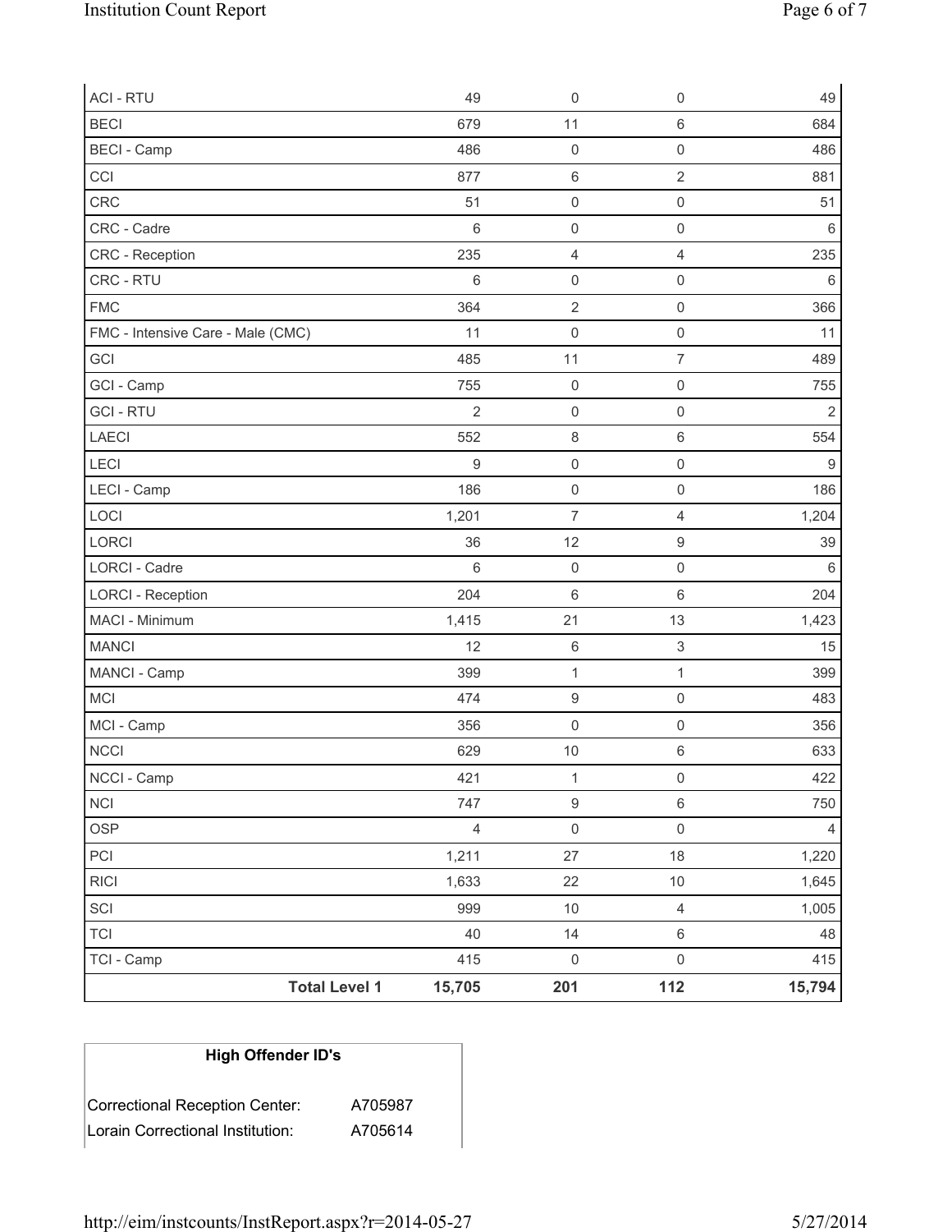| | | | | |
|---|---|---|---|---|
| ACI - RTU | 49 | 0 | 0 | 49 |
| BECI | 679 | 11 | 6 | 684 |
| BECI - Camp | 486 | 0 | 0 | 486 |
| CCI | 877 | 6 | 2 | 881 |
| CRC | 51 | 0 | 0 | 51 |
| CRC - Cadre | 6 | 0 | 0 | 6 |
| CRC - Reception | 235 | 4 | 4 | 235 |
| CRC - RTU | 6 | 0 | 0 | 6 |
| FMC | 364 | 2 | 0 | 366 |
| FMC - Intensive Care - Male (CMC) | 11 | 0 | 0 | 11 |
| GCI | 485 | 11 | 7 | 489 |
| GCI - Camp | 755 | 0 | 0 | 755 |
| GCI - RTU | 2 | 0 | 0 | 2 |
| LAECI | 552 | 8 | 6 | 554 |
| LECI | 9 | 0 | 0 | 9 |
| LECI - Camp | 186 | 0 | 0 | 186 |
| LOCI | 1,201 | 7 | 4 | 1,204 |
| LORCI | 36 | 12 | 9 | 39 |
| LORCI - Cadre | 6 | 0 | 0 | 6 |
| LORCI - Reception | 204 | 6 | 6 | 204 |
| MACI - Minimum | 1,415 | 21 | 13 | 1,423 |
| MANCI | 12 | 6 | 3 | 15 |
| MANCI - Camp | 399 | 1 | 1 | 399 |
| MCI | 474 | 9 | 0 | 483 |
| MCI - Camp | 356 | 0 | 0 | 356 |
| NCCI | 629 | 10 | 6 | 633 |
| NCCI - Camp | 421 | 1 | 0 | 422 |
| NCI | 747 | 9 | 6 | 750 |
| OSP | 4 | 0 | 0 | 4 |
| PCI | 1,211 | 27 | 18 | 1,220 |
| RICI | 1,633 | 22 | 10 | 1,645 |
| SCI | 999 | 10 | 4 | 1,005 |
| TCI | 40 | 14 | 6 | 48 |
| TCI - Camp | 415 | 0 | 0 | 415 |
| **Total Level 1** | **15,705** | **201** | **112** | **15,794** |

| **High Offender ID's** | |
|---|---|
| Correctional Reception Center: | A705987 |
| Lorain Correctional Institution: | A705614 |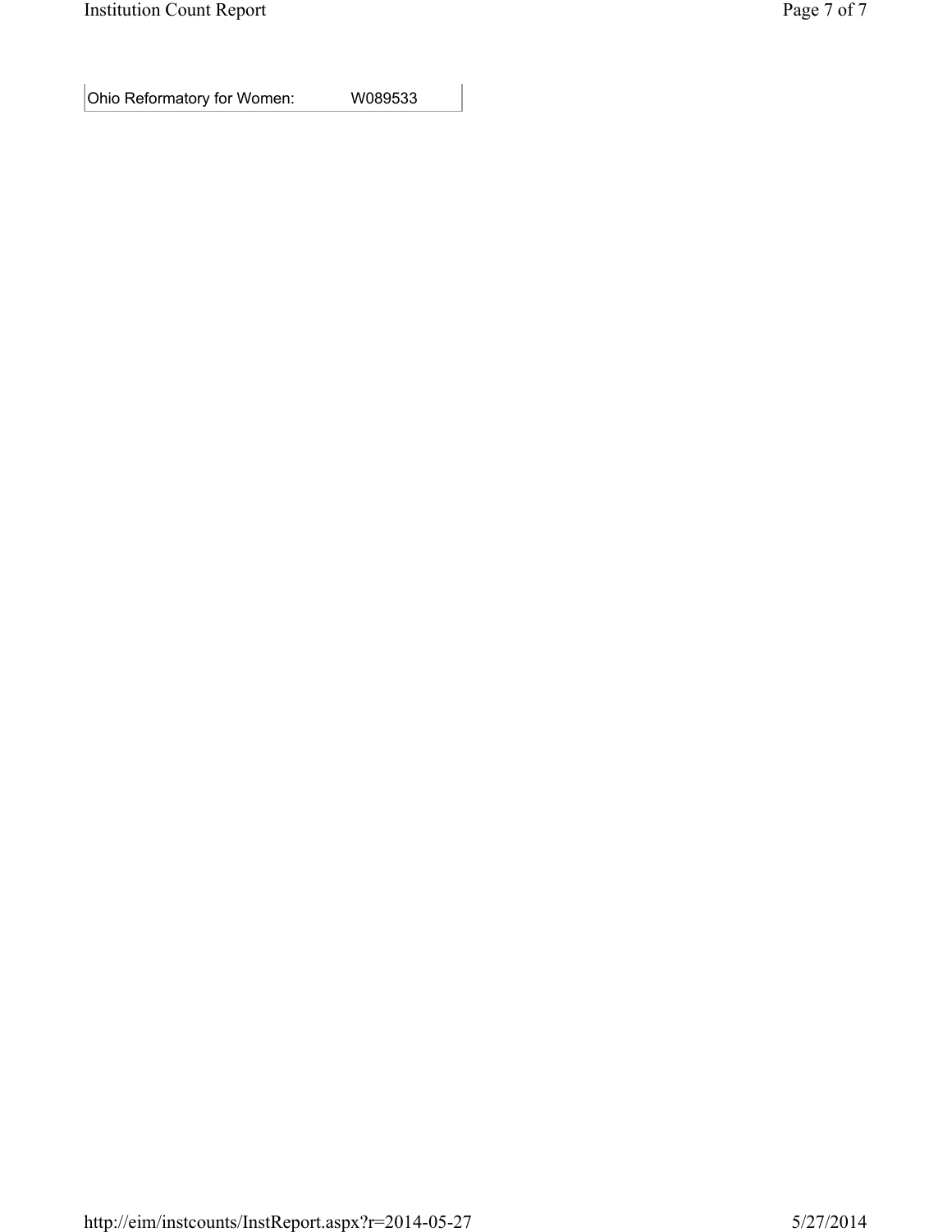| | |
|---|---|
| Ohio Reformatory for Women: | W089533 |